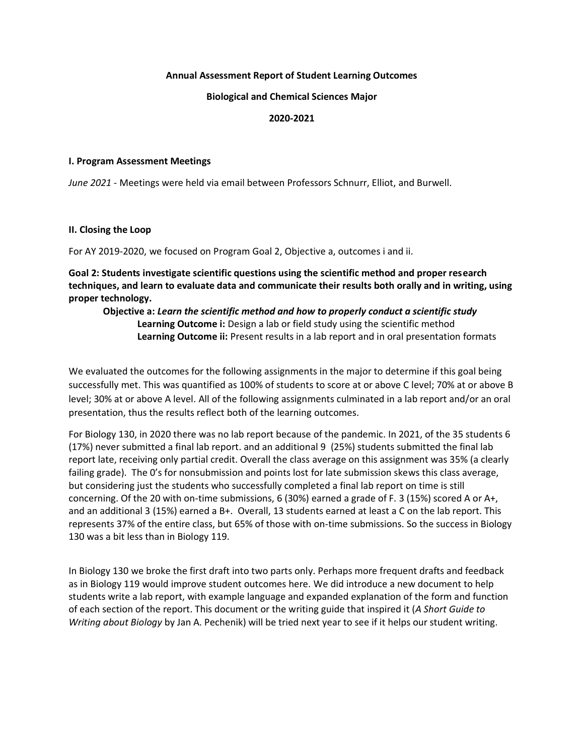**Annual Assessment Report of Student Learning Outcomes**

**Biological and Chemical Sciences Major**

**2020-2021**

## I. Program Assessment Meetings

*June 2021* - Meetings were held via email between Professors Schnurr, Elliot, and Burwell.

## II. Closing the Loop

For AY 2019-2020, we focused on Program Goal 2, Objective a, outcomes i and ii.

**Goal 2: Students investigate scientific questions using the scientific method and proper research techniques, and learn to evaluate data and communicate their results both orally and in writing, using proper technology.**

> **Objective a:** ***Learn the scientific method and how to properly conduct a scientific study***
>
> > **Learning Outcome i:** Design a lab or field study using the scientific method
> >
> > **Learning Outcome ii:** Present results in a lab report and in oral presentation formats

We evaluated the outcomes for the following assignments in the major to determine if this goal being successfully met. This was quantified as 100% of students to score at or above C level; 70% at or above B level; 30% at or above A level. All of the following assignments culminated in a lab report and/or an oral presentation, thus the results reflect both of the learning outcomes.

For Biology 130, in 2020 there was no lab report because of the pandemic. In 2021, of the 35 students 6 (17%) never submitted a final lab report. and an additional 9 (25%) students submitted the final lab report late, receiving only partial credit. Overall the class average on this assignment was 35% (a clearly failing grade). The 0's for nonsubmission and points lost for late submission skews this class average, but considering just the students who successfully completed a final lab report on time is still concerning. Of the 20 with on-time submissions, 6 (30%) earned a grade of F. 3 (15%) scored A or A+, and an additional 3 (15%) earned a B+. Overall, 13 students earned at least a C on the lab report. This represents 37% of the entire class, but 65% of those with on-time submissions. So the success in Biology 130 was a bit less than in Biology 119.

In Biology 130 we broke the first draft into two parts only. Perhaps more frequent drafts and feedback as in Biology 119 would improve student outcomes here. We did introduce a new document to help students write a lab report, with example language and expanded explanation of the form and function of each section of the report. This document or the writing guide that inspired it (*A Short Guide to Writing about Biology* by Jan A. Pechenik) will be tried next year to see if it helps our student writing.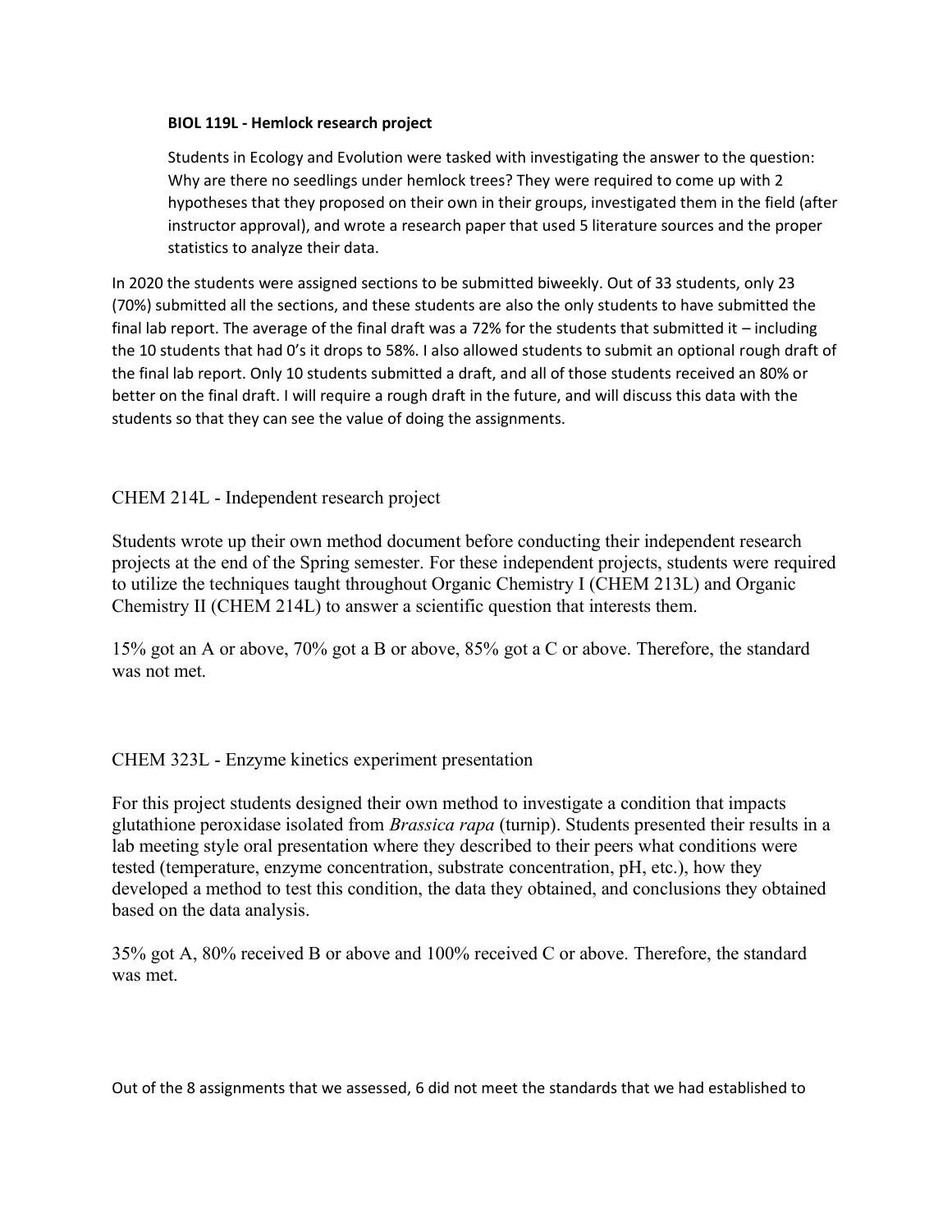**BIOL 119L - Hemlock research project**

Students in Ecology and Evolution were tasked with investigating the answer to the question: Why are there no seedlings under hemlock trees? They were required to come up with 2 hypotheses that they proposed on their own in their groups, investigated them in the field (after instructor approval), and wrote a research paper that used 5 literature sources and the proper statistics to analyze their data.

In 2020 the students were assigned sections to be submitted biweekly. Out of 33 students, only 23 (70%) submitted all the sections, and these students are also the only students to have submitted the final lab report. The average of the final draft was a 72% for the students that submitted it – including the 10 students that had 0's it drops to 58%. I also allowed students to submit an optional rough draft of the final lab report. Only 10 students submitted a draft, and all of those students received an 80% or better on the final draft. I will require a rough draft in the future, and will discuss this data with the students so that they can see the value of doing the assignments.

CHEM 214L - Independent research project

Students wrote up their own method document before conducting their independent research projects at the end of the Spring semester. For these independent projects, students were required to utilize the techniques taught throughout Organic Chemistry I (CHEM 213L) and Organic Chemistry II (CHEM 214L) to answer a scientific question that interests them.

15% got an A or above, 70% got a B or above, 85% got a C or above. Therefore, the standard was not met.

CHEM 323L - Enzyme kinetics experiment presentation

For this project students designed their own method to investigate a condition that impacts glutathione peroxidase isolated from *Brassica rapa* (turnip). Students presented their results in a lab meeting style oral presentation where they described to their peers what conditions were tested (temperature, enzyme concentration, substrate concentration, pH, etc.), how they developed a method to test this condition, the data they obtained, and conclusions they obtained based on the data analysis.

35% got A, 80% received B or above and 100% received C or above. Therefore, the standard was met.

Out of the 8 assignments that we assessed, 6 did not meet the standards that we had established to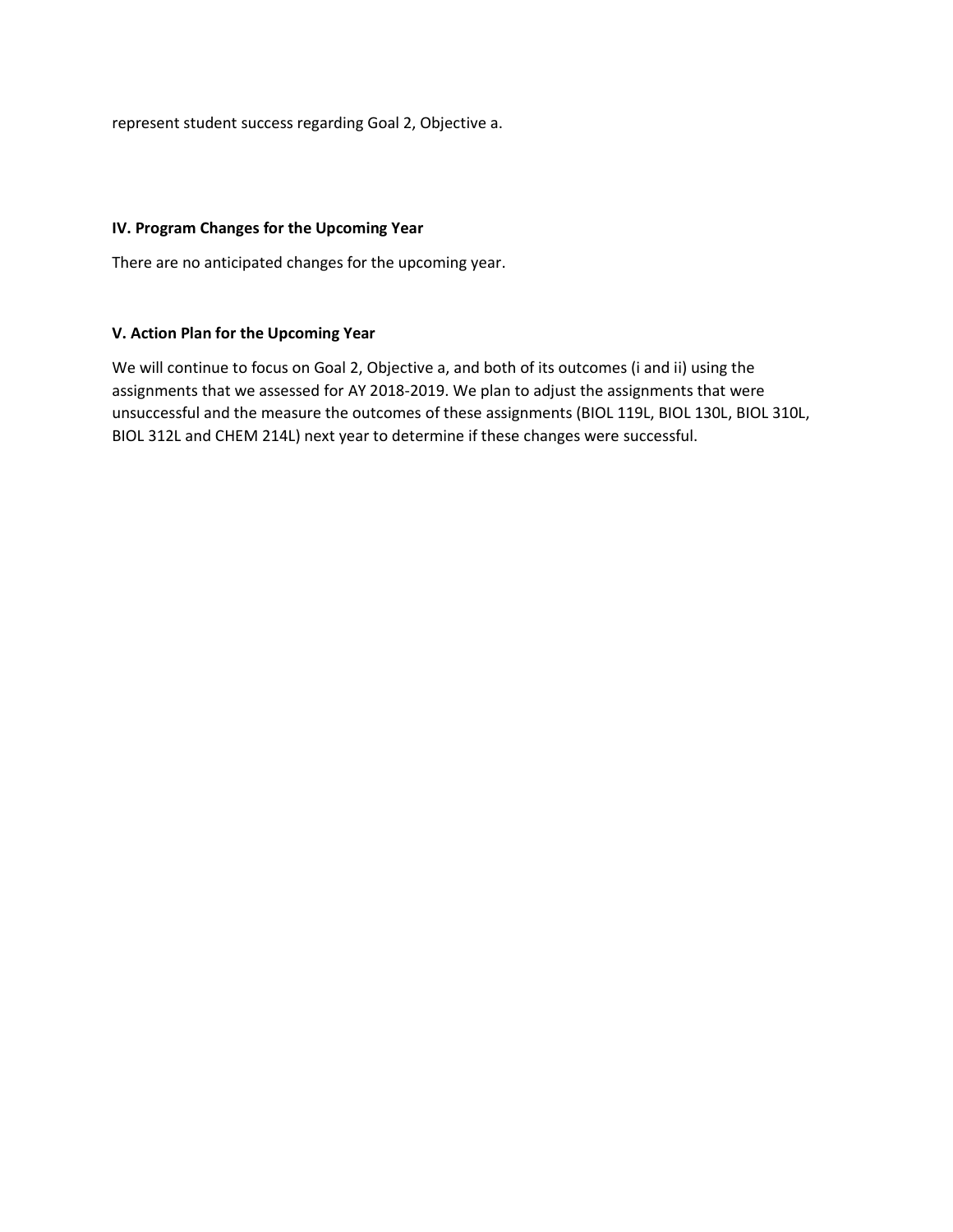represent student success regarding Goal 2, Objective a.

### IV. Program Changes for the Upcoming Year

There are no anticipated changes for the upcoming year.

### V. Action Plan for the Upcoming Year

We will continue to focus on Goal 2, Objective a, and both of its outcomes (i and ii) using the assignments that we assessed for AY 2018-2019. We plan to adjust the assignments that were unsuccessful and the measure the outcomes of these assignments (BIOL 119L, BIOL 130L, BIOL 310L, BIOL 312L and CHEM 214L) next year to determine if these changes were successful.